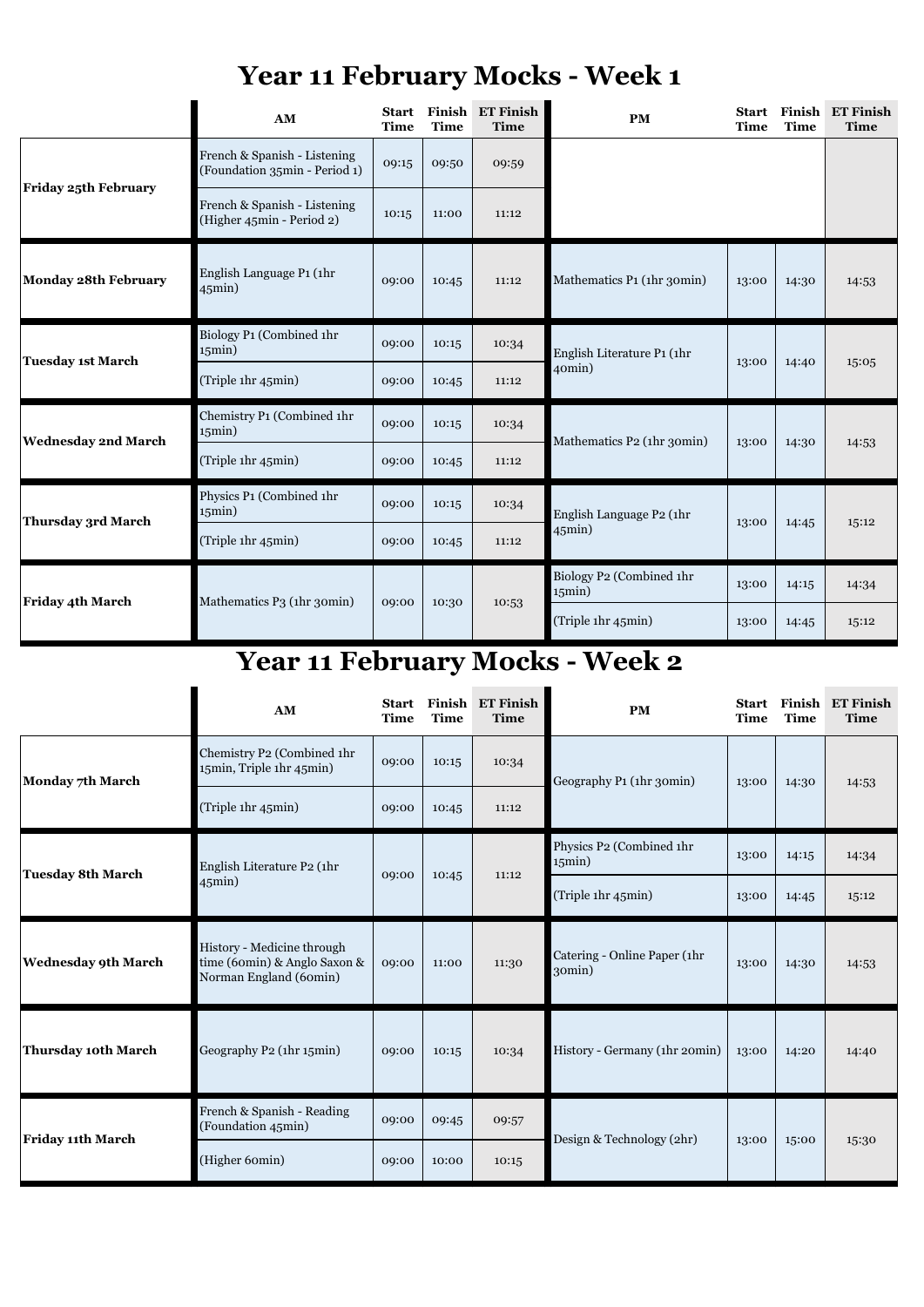# Year 11 February Mocks - Week 1

| | AM | Start Time | Finish Time | ET Finish Time | PM | Start Time | Finish Time | ET Finish Time |
|---|---|---|---|---|---|---|---|---|
| Friday 25th February | French & Spanish - Listening (Foundation 35min - Period 1) | 09:15 | 09:50 | 09:59 | | | | |
| | French & Spanish - Listening (Higher 45min - Period 2) | 10:15 | 11:00 | 11:12 | | | | |
| Monday 28th February | English Language P1 (1hr 45min) | 09:00 | 10:45 | 11:12 | Mathematics P1 (1hr 30min) | 13:00 | 14:30 | 14:53 |
| Tuesday 1st March | Biology P1 (Combined 1hr 15min) | 09:00 | 10:15 | 10:34 | English Literature P1 (1hr 40min) | 13:00 | 14:40 | 15:05 |
| | (Triple 1hr 45min) | 09:00 | 10:45 | 11:12 | | | | |
| Wednesday 2nd March | Chemistry P1 (Combined 1hr 15min) | 09:00 | 10:15 | 10:34 | Mathematics P2 (1hr 30min) | 13:00 | 14:30 | 14:53 |
| | (Triple 1hr 45min) | 09:00 | 10:45 | 11:12 | | | | |
| Thursday 3rd March | Physics P1 (Combined 1hr 15min) | 09:00 | 10:15 | 10:34 | English Language P2 (1hr 45min) | 13:00 | 14:45 | 15:12 |
| | (Triple 1hr 45min) | 09:00 | 10:45 | 11:12 | | | | |
| Friday 4th March | Mathematics P3 (1hr 30min) | 09:00 | 10:30 | 10:53 | Biology P2 (Combined 1hr 15min) | 13:00 | 14:15 | 14:34 |
| | | | | | (Triple 1hr 45min) | 13:00 | 14:45 | 15:12 |

# Year 11 February Mocks - Week 2

| | AM | Start Time | Finish Time | ET Finish Time | PM | Start Time | Finish Time | ET Finish Time |
|---|---|---|---|---|---|---|---|---|
| Monday 7th March | Chemistry P2 (Combined 1hr 15min, Triple 1hr 45min) | 09:00 | 10:15 | 10:34 | Geography P1 (1hr 30min) | 13:00 | 14:30 | 14:53 |
| | (Triple 1hr 45min) | 09:00 | 10:45 | 11:12 | | | | |
| Tuesday 8th March | English Literature P2 (1hr 45min) | 09:00 | 10:45 | 11:12 | Physics P2 (Combined 1hr 15min) | 13:00 | 14:15 | 14:34 |
| | | | | | (Triple 1hr 45min) | 13:00 | 14:45 | 15:12 |
| Wednesday 9th March | History - Medicine through time (60min) & Anglo Saxon & Norman England (60min) | 09:00 | 11:00 | 11:30 | Catering - Online Paper (1hr 30min) | 13:00 | 14:30 | 14:53 |
| Thursday 10th March | Geography P2 (1hr 15min) | 09:00 | 10:15 | 10:34 | History - Germany (1hr 20min) | 13:00 | 14:20 | 14:40 |
| Friday 11th March | French & Spanish - Reading (Foundation 45min) | 09:00 | 09:45 | 09:57 | Design & Technology (2hr) | 13:00 | 15:00 | 15:30 |
| | (Higher 60min) | 09:00 | 10:00 | 10:15 | | | | |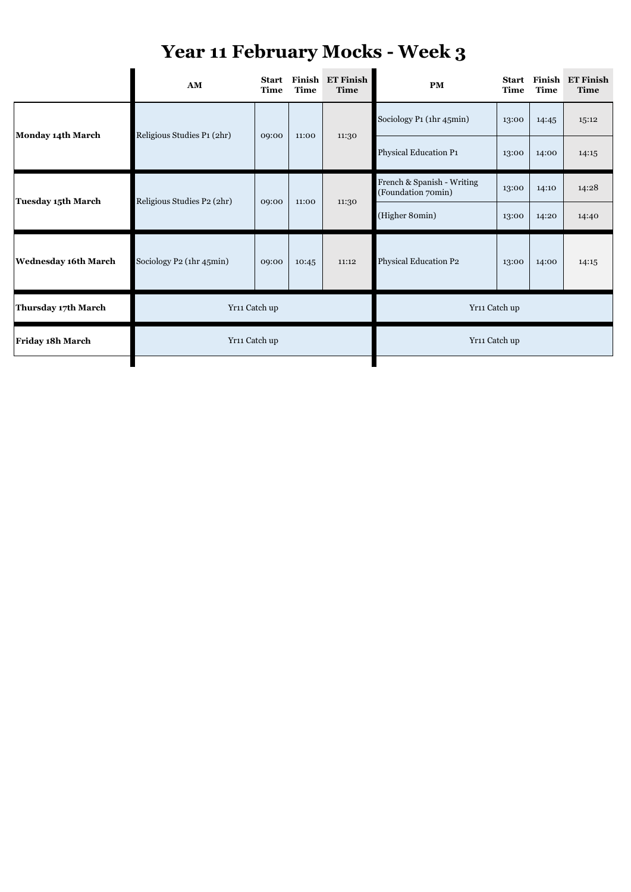# Year 11 February Mocks - Week 3

| | AM | Start Time | Finish Time | ET Finish Time | PM | Start Time | Finish Time | ET Finish Time |
|---|---|---|---|---|---|---|---|---|
| Monday 14th March | Religious Studies P1 (2hr) | 09:00 | 11:00 | 11:30 | Sociology P1 (1hr 45min) | 13:00 | 14:45 | 15:12 |
| | | | | | Physical Education P1 | 13:00 | 14:00 | 14:15 |
| Tuesday 15th March | Religious Studies P2 (2hr) | 09:00 | 11:00 | 11:30 | French & Spanish - Writing (Foundation 70min) | 13:00 | 14:10 | 14:28 |
| | | | | | (Higher 80min) | 13:00 | 14:20 | 14:40 |
| Wednesday 16th March | Sociology P2 (1hr 45min) | 09:00 | 10:45 | 11:12 | Physical Education P2 | 13:00 | 14:00 | 14:15 |
| Thursday 17th March | Yr11 Catch up | | | | Yr11 Catch up | | | |
| Friday 18h March | Yr11 Catch up | | | | Yr11 Catch up | | | |